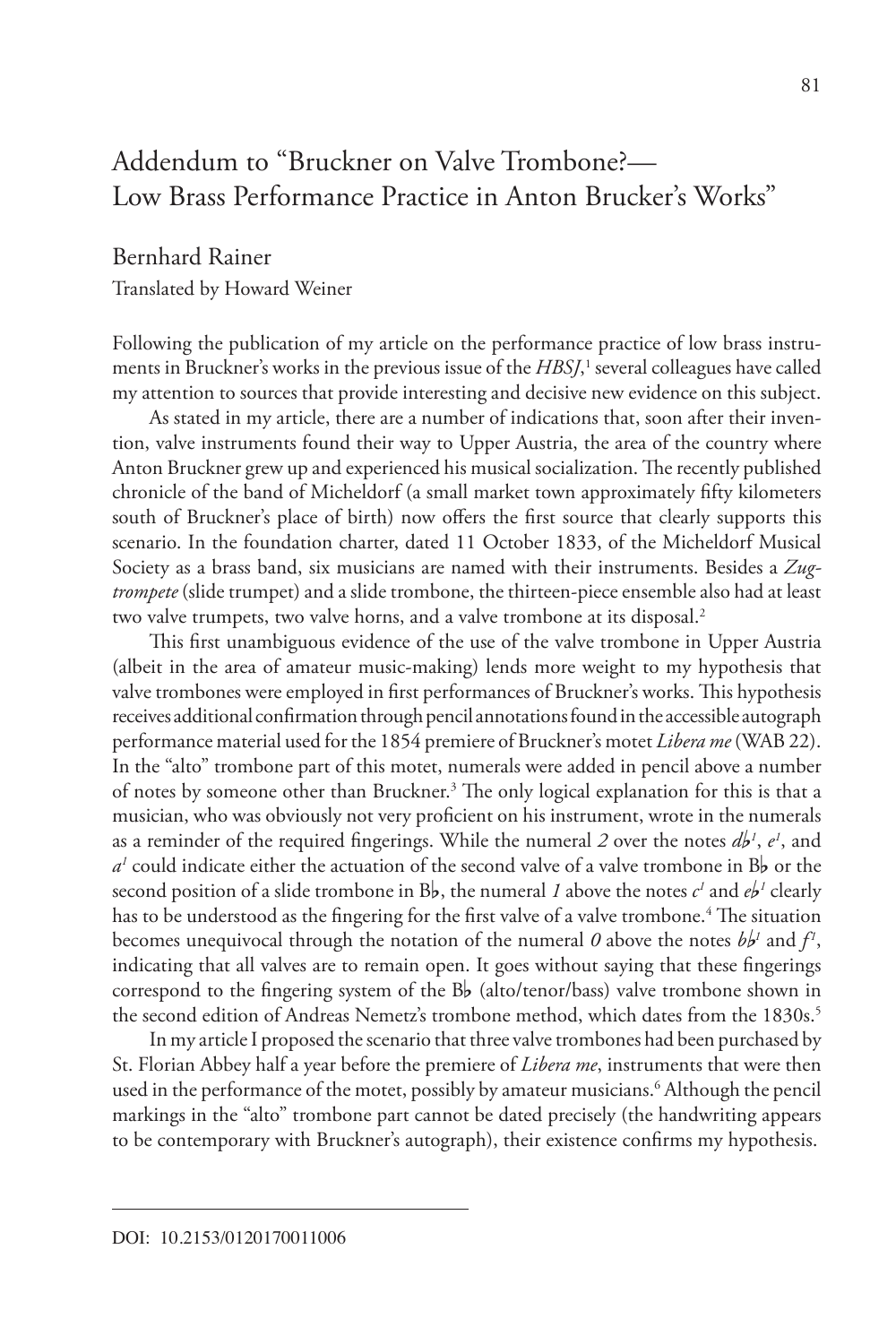# Addendum to "Bruckner on Valve Trombone?— Low Brass Performance Practice in Anton Brucker's Works"

Bernhard Rainer

Translated by Howard Weiner

Following the publication of my article on the performance practice of low brass instruments in Bruckner's works in the previous issue of the *HBSJ*,[1] several colleagues have called my attention to sources that provide interesting and decisive new evidence on this subject.

As stated in my article, there are a number of indications that, soon after their invention, valve instruments found their way to Upper Austria, the area of the country where Anton Bruckner grew up and experienced his musical socialization. The recently published chronicle of the band of Micheldorf (a small market town approximately fifty kilometers south of Bruckner's place of birth) now offers the first source that clearly supports this scenario. In the foundation charter, dated 11 October 1833, of the Micheldorf Musical Society as a brass band, six musicians are named with their instruments. Besides a *Zugtrompete* (slide trumpet) and a slide trombone, the thirteen-piece ensemble also had at least two valve trumpets, two valve horns, and a valve trombone at its disposal.[2]

This first unambiguous evidence of the use of the valve trombone in Upper Austria (albeit in the area of amateur music-making) lends more weight to my hypothesis that valve trombones were employed in first performances of Bruckner's works. This hypothesis receives additional confirmation through pencil annotations found in the accessible autograph performance material used for the 1854 premiere of Bruckner's motet *Libera me* (WAB 22). In the "alto" trombone part of this motet, numerals were added in pencil above a number of notes by someone other than Bruckner.[3] The only logical explanation for this is that a musician, who was obviously not very proficient on his instrument, wrote in the numerals as a reminder of the required fingerings. While the numeral *2* over the notes *d♭¹*, *e¹*, and *a¹* could indicate either the actuation of the second valve of a valve trombone in B♭ or the second position of a slide trombone in B♭, the numeral *1* above the notes *c¹* and *e♭¹* clearly has to be understood as the fingering for the first valve of a valve trombone.[4] The situation becomes unequivocal through the notation of the numeral *0* above the notes *b♭¹* and *f¹*, indicating that all valves are to remain open. It goes without saying that these fingerings correspond to the fingering system of the B♭ (alto/tenor/bass) valve trombone shown in the second edition of Andreas Nemetz's trombone method, which dates from the 1830s.[5]

In my article I proposed the scenario that three valve trombones had been purchased by St. Florian Abbey half a year before the premiere of *Libera me*, instruments that were then used in the performance of the motet, possibly by amateur musicians.[6] Although the pencil markings in the "alto" trombone part cannot be dated precisely (the handwriting appears to be contemporary with Bruckner's autograph), their existence confirms my hypothesis.

DOI: 10.2153/0120170011006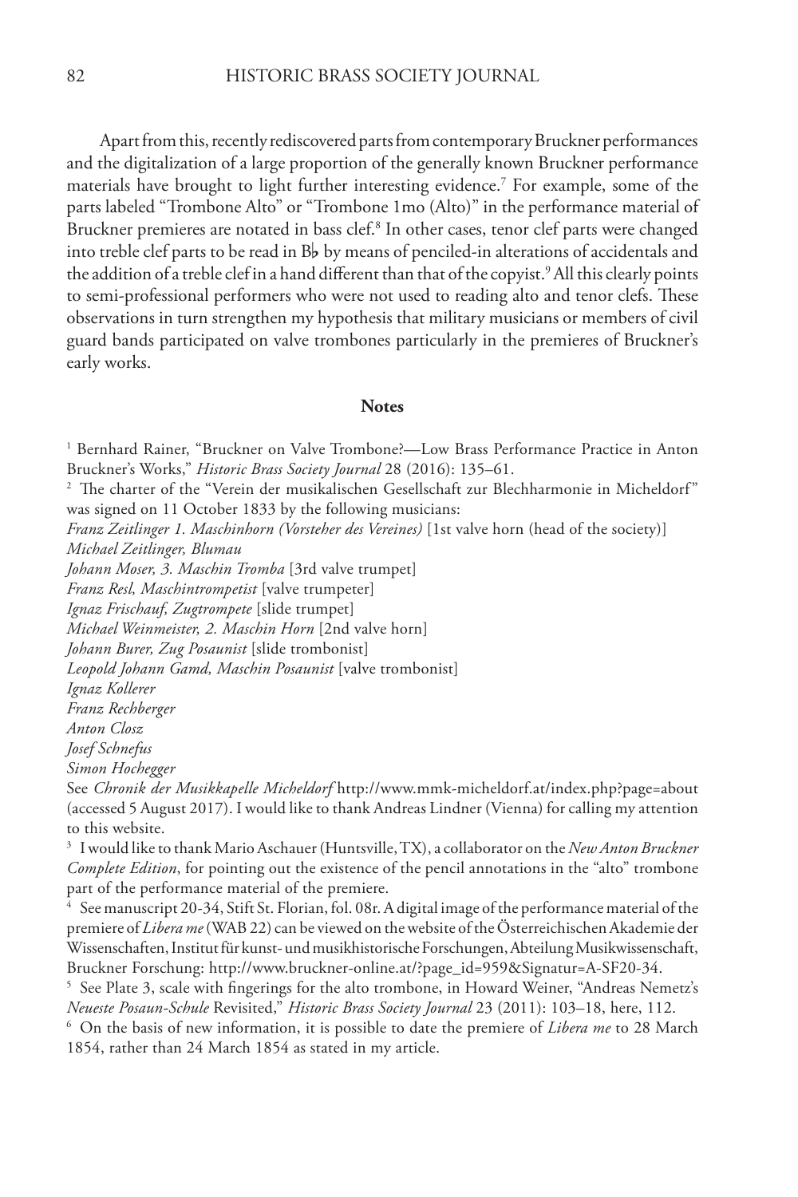Apart from this, recently rediscovered parts from contemporary Bruckner performances and the digitalization of a large proportion of the generally known Bruckner performance materials have brought to light further interesting evidence.[7] For example, some of the parts labeled "Trombone Alto" or "Trombone 1mo (Alto)" in the performance material of Bruckner premieres are notated in bass clef.[8] In other cases, tenor clef parts were changed into treble clef parts to be read in B♭ by means of penciled-in alterations of accidentals and the addition of a treble clef in a hand different than that of the copyist.[9] All this clearly points to semi-professional performers who were not used to reading alto and tenor clefs. These observations in turn strengthen my hypothesis that military musicians or members of civil guard bands participated on valve trombones particularly in the premieres of Bruckner's early works.

## Notes

[1] Bernhard Rainer, "Bruckner on Valve Trombone?—Low Brass Performance Practice in Anton Bruckner's Works," *Historic Brass Society Journal* 28 (2016): 135–61.

[2] The charter of the "Verein der musikalischen Gesellschaft zur Blechharmonie in Micheldorf" was signed on 11 October 1833 by the following musicians:
*Franz Zeitlinger 1. Maschinhorn (Vorsteher des Vereines)* [1st valve horn (head of the society)]
*Michael Zeitlinger, Blumau*
*Johann Moser, 3. Maschin Tromba* [3rd valve trumpet]
*Franz Resl, Maschintrompetist* [valve trumpeter]
*Ignaz Frischauf, Zugtrompete* [slide trumpet]
*Michael Weinmeister, 2. Maschin Horn* [2nd valve horn]
*Johann Burer, Zug Posaunist* [slide trombonist]
*Leopold Johann Gamd, Maschin Posaunist* [valve trombonist]
*Ignaz Kollerer*
*Franz Rechberger*
*Anton Closz*
*Josef Schnefus*
*Simon Hochegger*
See *Chronik der Musikkapelle Micheldorf* http://www.mmk-micheldorf.at/index.php?page=about (accessed 5 August 2017). I would like to thank Andreas Lindner (Vienna) for calling my attention to this website.

[3] I would like to thank Mario Aschauer (Huntsville, TX), a collaborator on the *New Anton Bruckner Complete Edition*, for pointing out the existence of the pencil annotations in the "alto" trombone part of the performance material of the premiere.

[4] See manuscript 20-34, Stift St. Florian, fol. 08r. A digital image of the performance material of the premiere of *Libera me* (WAB 22) can be viewed on the website of the Österreichischen Akademie der Wissenschaften, Institut für kunst- und musikhistorische Forschungen, Abteilung Musikwissenschaft, Bruckner Forschung: http://www.bruckner-online.at/?page_id=959&Signatur=A-SF20-34.

[5] See Plate 3, scale with fingerings for the alto trombone, in Howard Weiner, "Andreas Nemetz's *Neueste Posaun-Schule* Revisited," *Historic Brass Society Journal* 23 (2011): 103–18, here, 112.

[6] On the basis of new information, it is possible to date the premiere of *Libera me* to 28 March 1854, rather than 24 March 1854 as stated in my article.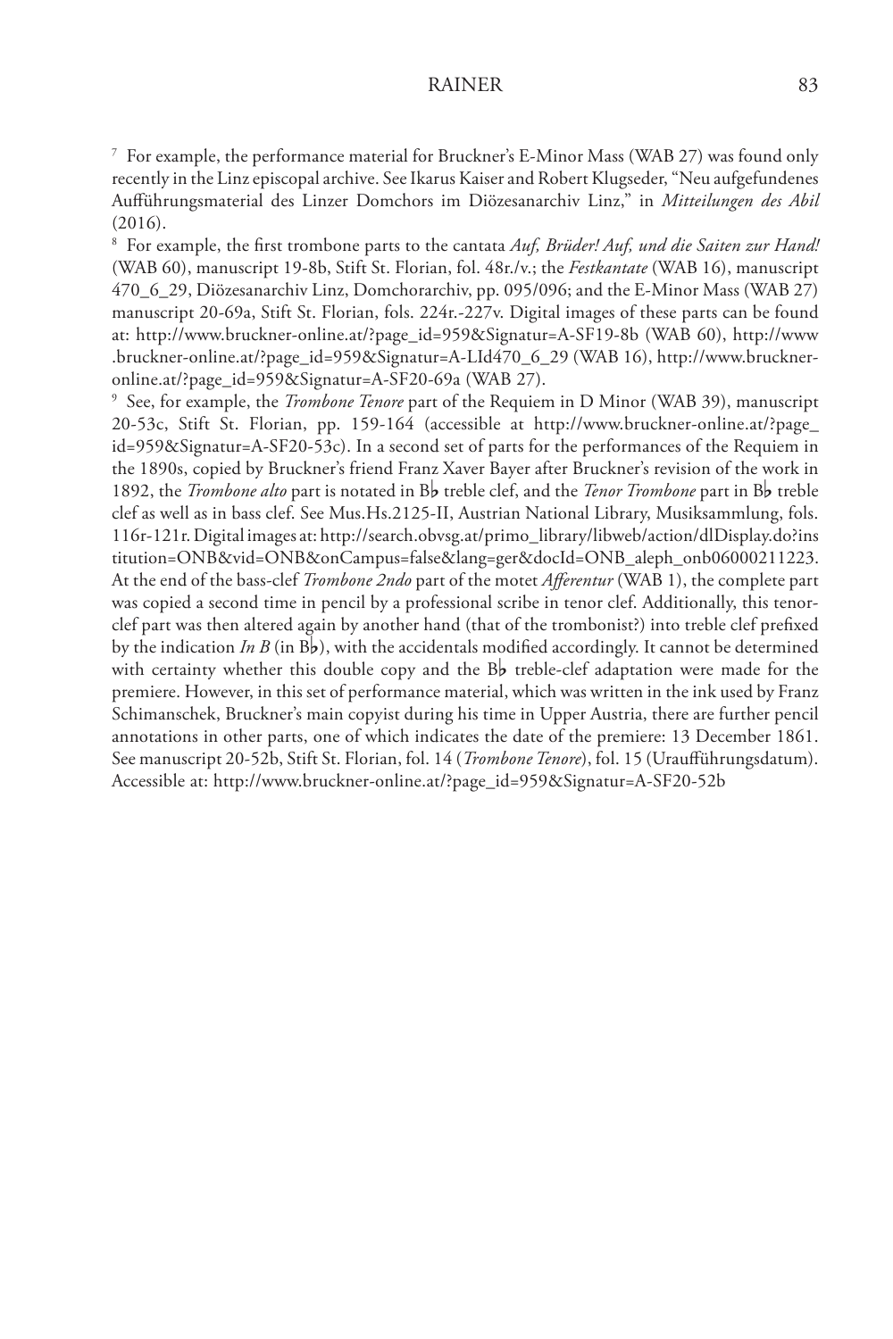[7] For example, the performance material for Bruckner's E-Minor Mass (WAB 27) was found only recently in the Linz episcopal archive. See Ikarus Kaiser and Robert Klugseder, "Neu aufgefundenes Aufführungsmaterial des Linzer Domchors im Diözesanarchiv Linz," in *Mitteilungen des Abil* (2016).

[8] For example, the first trombone parts to the cantata *Auf, Brüder! Auf, und die Saiten zur Hand!* (WAB 60), manuscript 19-8b, Stift St. Florian, fol. 48r./v.; the *Festkantate* (WAB 16), manuscript 470_6_29, Diözesanarchiv Linz, Domchorarchiv, pp. 095/096; and the E-Minor Mass (WAB 27) manuscript 20-69a, Stift St. Florian, fols. 224r.-227v. Digital images of these parts can be found at: http://www.bruckner-online.at/?page_id=959&Signatur=A-SF19-8b (WAB 60), http://www.bruckner-online.at/?page_id=959&Signatur=A-LId470_6_29 (WAB 16), http://www.bruckner-online.at/?page_id=959&Signatur=A-SF20-69a (WAB 27).

[9] See, for example, the *Trombone Tenore* part of the Requiem in D Minor (WAB 39), manuscript 20-53c, Stift St. Florian, pp. 159-164 (accessible at http://www.bruckner-online.at/?page_id=959&Signatur=A-SF20-53c). In a second set of parts for the performances of the Requiem in the 1890s, copied by Bruckner's friend Franz Xaver Bayer after Bruckner's revision of the work in 1892, the *Trombone alto* part is notated in B♭ treble clef, and the *Tenor Trombone* part in B♭ treble clef as well as in bass clef. See Mus.Hs.2125-II, Austrian National Library, Musiksammlung, fols. 116r-121r. Digital images at: http://search.obvsg.at/primo_library/libweb/action/dlDisplay.do?institution=ONB&vid=ONB&onCampus=false&lang=ger&docId=ONB_aleph_onb06000211223. At the end of the bass-clef *Trombone 2ndo* part of the motet *Afferentur* (WAB 1), the complete part was copied a second time in pencil by a professional scribe in tenor clef. Additionally, this tenor-clef part was then altered again by another hand (that of the trombonist?) into treble clef prefixed by the indication *In B* (in B♭), with the accidentals modified accordingly. It cannot be determined with certainty whether this double copy and the B♭ treble-clef adaptation were made for the premiere. However, in this set of performance material, which was written in the ink used by Franz Schimanschek, Bruckner's main copyist during his time in Upper Austria, there are further pencil annotations in other parts, one of which indicates the date of the premiere: 13 December 1861. See manuscript 20-52b, Stift St. Florian, fol. 14 (*Trombone Tenore*), fol. 15 (Uraufführungsdatum). Accessible at: http://www.bruckner-online.at/?page_id=959&Signatur=A-SF20-52b